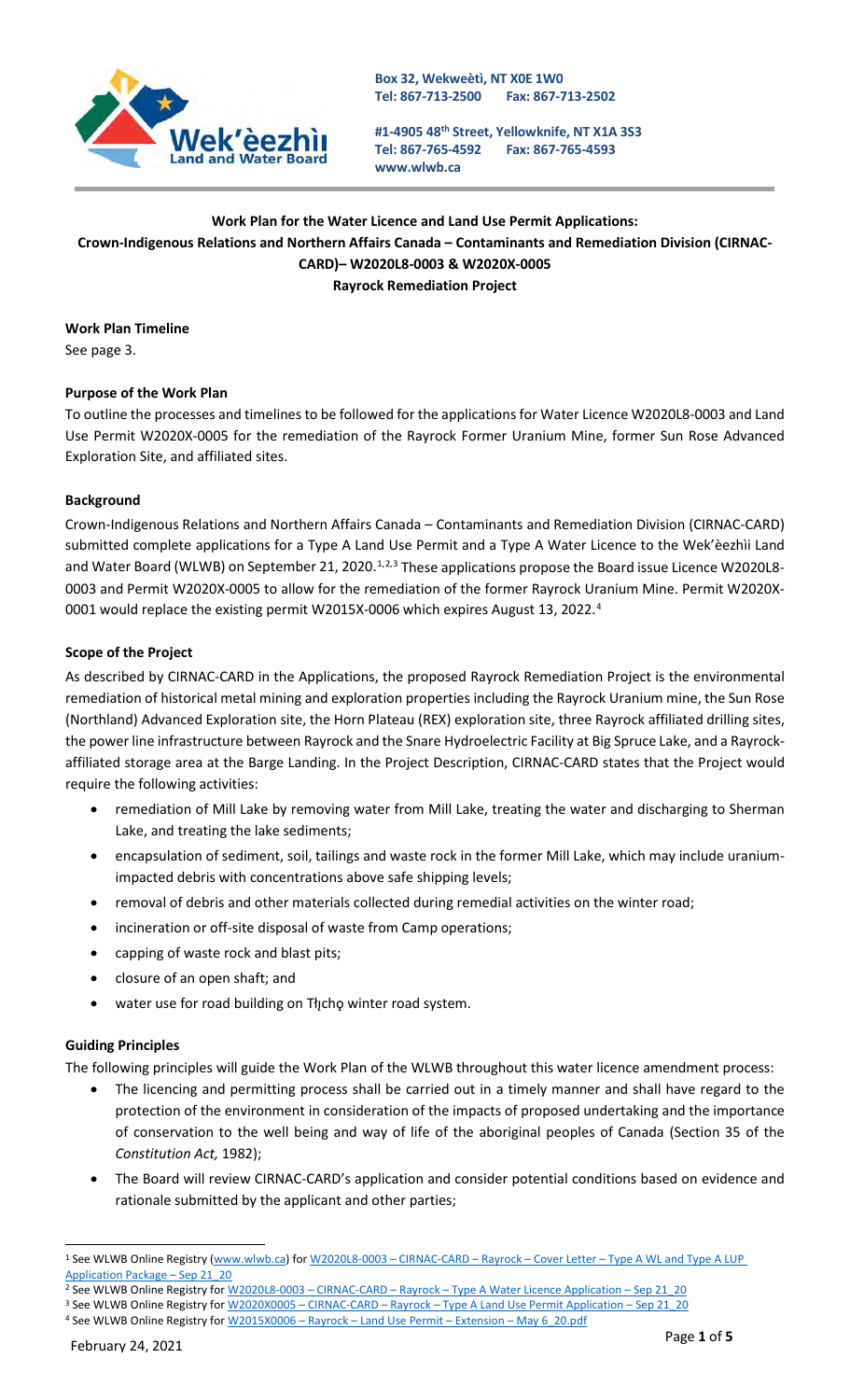Box 32, Wekweètì, NT X0E 1W0
Tel: 867-713-2500 Fax: 867-713-2502

#1-4905 48th Street, Yellowknife, NT X1A 3S3
Tel: 867-765-4592 Fax: 867-765-4593
www.wlwb.ca

**Work Plan for the Water Licence and Land Use Permit Applications:**
**Crown-Indigenous Relations and Northern Affairs Canada – Contaminants and Remediation Division (CIRNAC-CARD)– W2020L8-0003 & W2020X-0005**
**Rayrock Remediation Project**

**Work Plan Timeline**

See page 3.

**Purpose of the Work Plan**

To outline the processes and timelines to be followed for the applications for Water Licence W2020L8-0003 and Land Use Permit W2020X-0005 for the remediation of the Rayrock Former Uranium Mine, former Sun Rose Advanced Exploration Site, and affiliated sites.

**Background**

Crown-Indigenous Relations and Northern Affairs Canada – Contaminants and Remediation Division (CIRNAC-CARD) submitted complete applications for a Type A Land Use Permit and a Type A Water Licence to the Wek'èezhìi Land and Water Board (WLWB) on September 21, 2020.[1,2,3] These applications propose the Board issue Licence W2020L8-0003 and Permit W2020X-0005 to allow for the remediation of the former Rayrock Uranium Mine. Permit W2020X-0001 would replace the existing permit W2015X-0006 which expires August 13, 2022.[4]

**Scope of the Project**

As described by CIRNAC-CARD in the Applications, the proposed Rayrock Remediation Project is the environmental remediation of historical metal mining and exploration properties including the Rayrock Uranium mine, the Sun Rose (Northland) Advanced Exploration site, the Horn Plateau (REX) exploration site, three Rayrock affiliated drilling sites, the power line infrastructure between Rayrock and the Snare Hydroelectric Facility at Big Spruce Lake, and a Rayrock-affiliated storage area at the Barge Landing. In the Project Description, CIRNAC-CARD states that the Project would require the following activities:

- remediation of Mill Lake by removing water from Mill Lake, treating the water and discharging to Sherman Lake, and treating the lake sediments;
- encapsulation of sediment, soil, tailings and waste rock in the former Mill Lake, which may include uranium-impacted debris with concentrations above safe shipping levels;
- removal of debris and other materials collected during remedial activities on the winter road;
- incineration or off-site disposal of waste from Camp operations;
- capping of waste rock and blast pits;
- closure of an open shaft; and
- water use for road building on Tłįchǫ winter road system.

**Guiding Principles**

The following principles will guide the Work Plan of the WLWB throughout this water licence amendment process:

- The licencing and permitting process shall be carried out in a timely manner and shall have regard to the protection of the environment in consideration of the impacts of proposed undertaking and the importance of conservation to the well being and way of life of the aboriginal peoples of Canada (Section 35 of the *Constitution Act,* 1982);
- The Board will review CIRNAC-CARD's application and consider potential conditions based on evidence and rationale submitted by the applicant and other parties;

---

[1] See WLWB Online Registry (www.wlwb.ca) for W2020L8-0003 – CIRNAC-CARD – Rayrock – Cover Letter – Type A WL and Type A LUP Application Package – Sep 21_20

[2] See WLWB Online Registry for W2020L8-0003 – CIRNAC-CARD – Rayrock – Type A Water Licence Application – Sep 21_20

[3] See WLWB Online Registry for W2020X0005 – CIRNAC-CARD – Rayrock – Type A Land Use Permit Application – Sep 21_20

[4] See WLWB Online Registry for W2015X0006 – Rayrock – Land Use Permit – Extension – May 6_20.pdf

February 24, 2021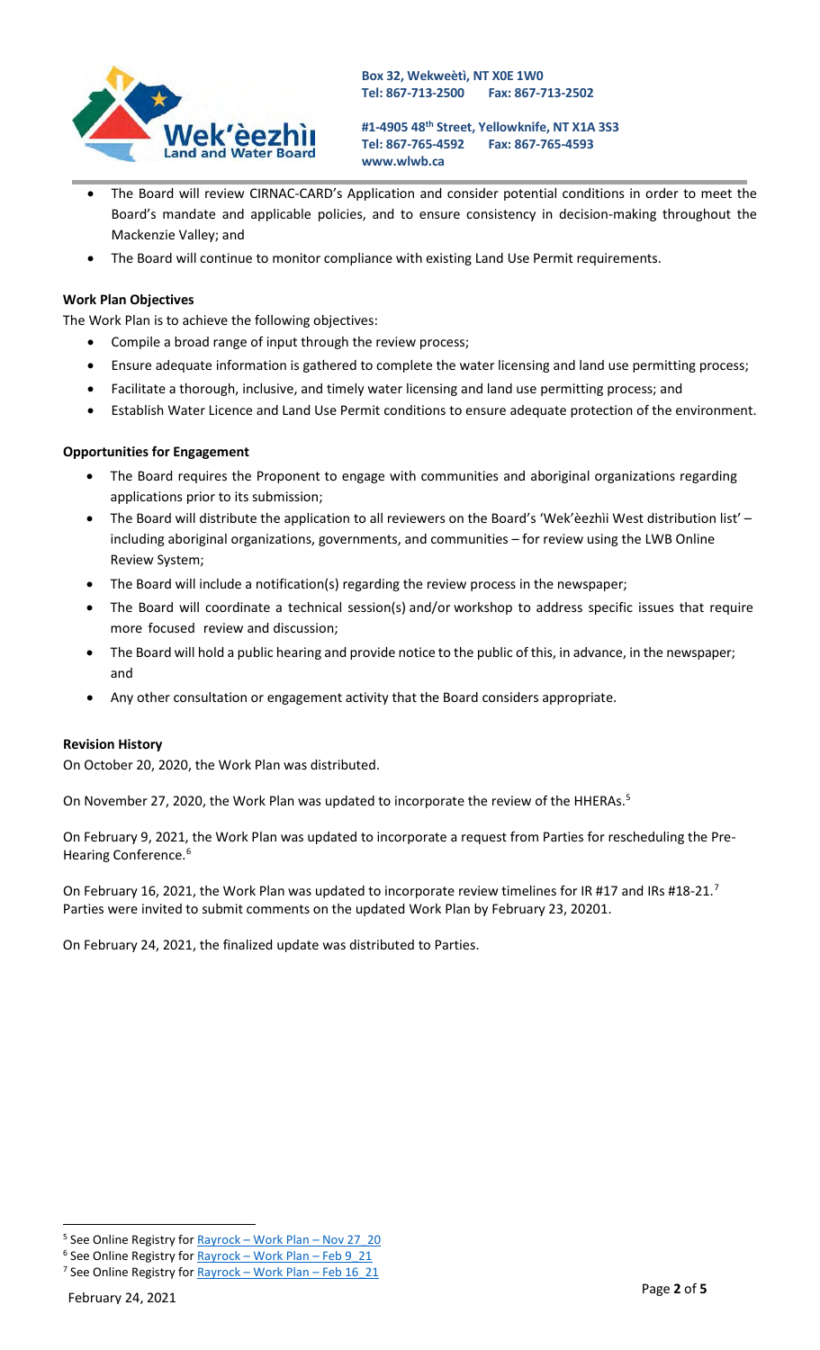- The Board will review CIRNAC-CARD's Application and consider potential conditions in order to meet the Board's mandate and applicable policies, and to ensure consistency in decision-making throughout the Mackenzie Valley; and
- The Board will continue to monitor compliance with existing Land Use Permit requirements.

**Work Plan Objectives**

The Work Plan is to achieve the following objectives:

- Compile a broad range of input through the review process;
- Ensure adequate information is gathered to complete the water licensing and land use permitting process;
- Facilitate a thorough, inclusive, and timely water licensing and land use permitting process; and
- Establish Water Licence and Land Use Permit conditions to ensure adequate protection of the environment.

**Opportunities for Engagement**

- The Board requires the Proponent to engage with communities and aboriginal organizations regarding applications prior to its submission;
- The Board will distribute the application to all reviewers on the Board's 'Wek'èezhìi West distribution list' – including aboriginal organizations, governments, and communities – for review using the LWB Online Review System;
- The Board will include a notification(s) regarding the review process in the newspaper;
- The Board will coordinate a technical session(s) and/or workshop to address specific issues that require more focused review and discussion;
- The Board will hold a public hearing and provide notice to the public of this, in advance, in the newspaper; and
- Any other consultation or engagement activity that the Board considers appropriate.

**Revision History**

On October 20, 2020, the Work Plan was distributed.

On November 27, 2020, the Work Plan was updated to incorporate the review of the HHERAs.[5]

On February 9, 2021, the Work Plan was updated to incorporate a request from Parties for rescheduling the Pre-Hearing Conference.[6]

On February 16, 2021, the Work Plan was updated to incorporate review timelines for IR #17 and IRs #18-21.[7] Parties were invited to submit comments on the updated Work Plan by February 23, 20201.

On February 24, 2021, the finalized update was distributed to Parties.

---

[5] See Online Registry for Rayrock – Work Plan – Nov 27_20

[6] See Online Registry for Rayrock – Work Plan – Feb 9_21

[7] See Online Registry for Rayrock – Work Plan – Feb 16_21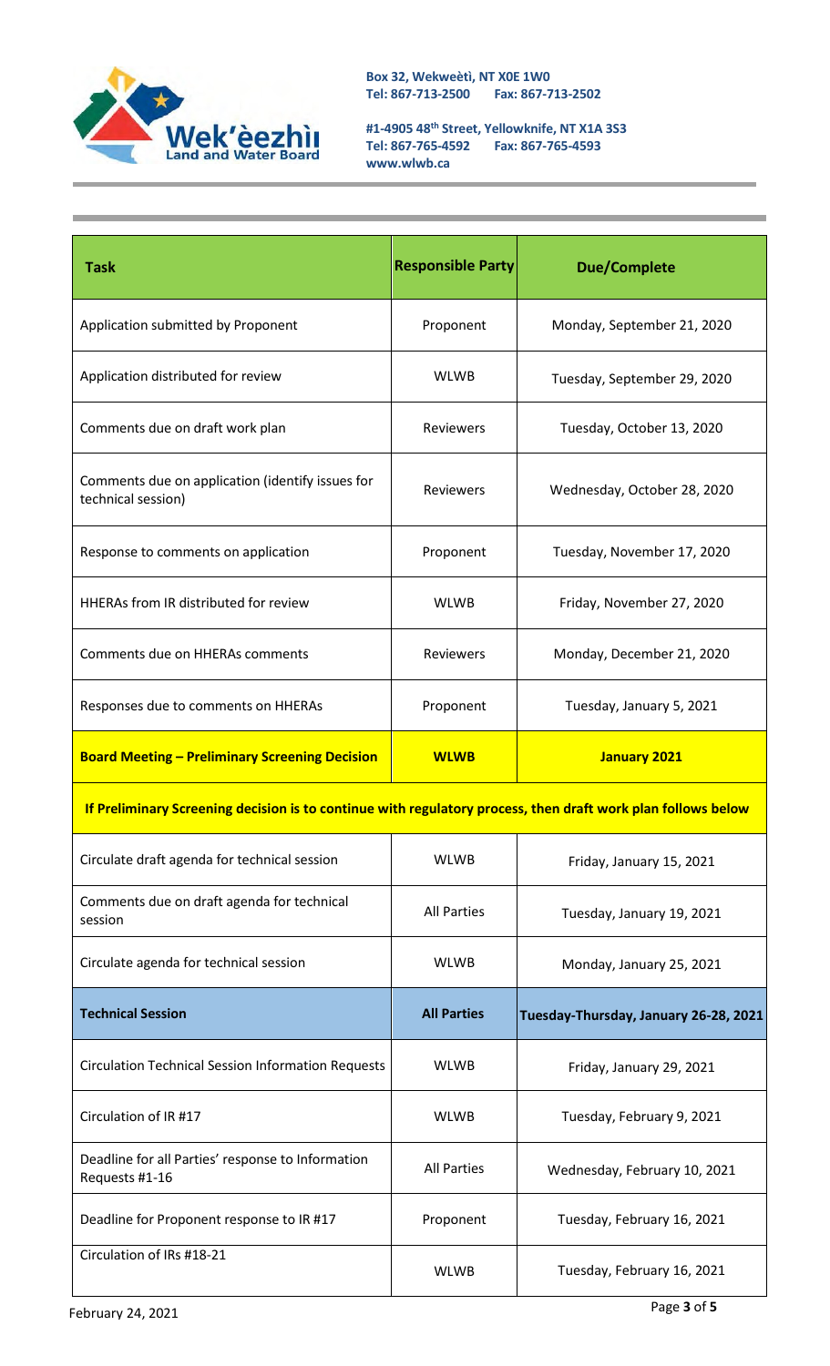| Task | Responsible Party | Due/Complete |
| --- | --- | --- |
| Application submitted by Proponent | Proponent | Monday, September 21, 2020 |
| Application distributed for review | WLWB | Tuesday, September 29, 2020 |
| Comments due on draft work plan | Reviewers | Tuesday, October 13, 2020 |
| Comments due on application (identify issues for technical session) | Reviewers | Wednesday, October 28, 2020 |
| Response to comments on application | Proponent | Tuesday, November 17, 2020 |
| HHERAs from IR distributed for review | WLWB | Friday, November 27, 2020 |
| Comments due on HHERAs comments | Reviewers | Monday, December 21, 2020 |
| Responses due to comments on HHERAs | Proponent | Tuesday, January 5, 2021 |
| **Board Meeting – Preliminary Screening Decision** | **WLWB** | **January 2021** |
| **If Preliminary Screening decision is to continue with regulatory process, then draft work plan follows below** | | |
| Circulate draft agenda for technical session | WLWB | Friday, January 15, 2021 |
| Comments due on draft agenda for technical session | All Parties | Tuesday, January 19, 2021 |
| Circulate agenda for technical session | WLWB | Monday, January 25, 2021 |
| **Technical Session** | **All Parties** | **Tuesday-Thursday, January 26-28, 2021** |
| Circulation Technical Session Information Requests | WLWB | Friday, January 29, 2021 |
| Circulation of IR #17 | WLWB | Tuesday, February 9, 2021 |
| Deadline for all Parties' response to Information Requests #1-16 | All Parties | Wednesday, February 10, 2021 |
| Deadline for Proponent response to IR #17 | Proponent | Tuesday, February 16, 2021 |
| Circulation of IRs #18-21 | WLWB | Tuesday, February 16, 2021 |

February 24, 2021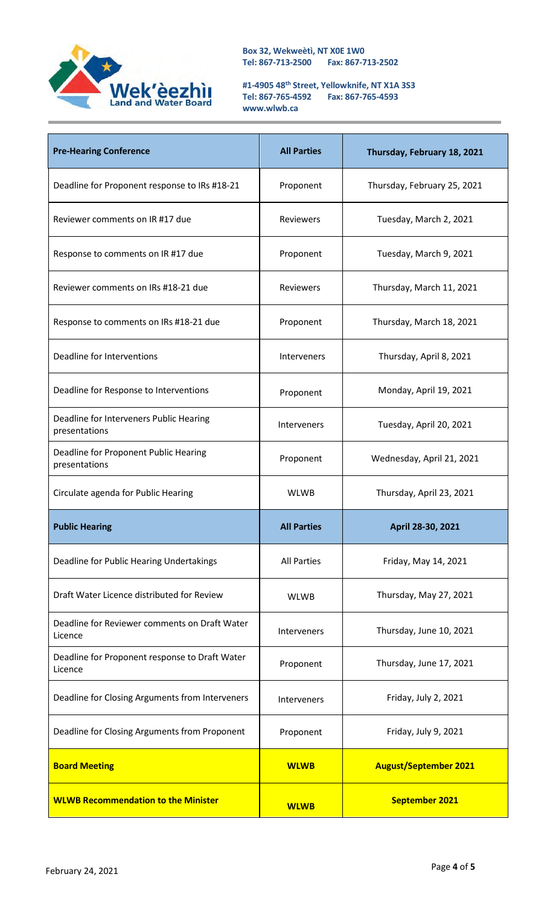Box 32, Wekweètì, NT X0E 1W0
Tel: 867-713-2500 Fax: 867-713-2502

#1-4905 48th Street, Yellowknife, NT X1A 3S3
Tel: 867-765-4592 Fax: 867-765-4593
www.wlwb.ca

| **Pre-Hearing Conference** | **All Parties** | **Thursday, February 18, 2021** |
|---|---|---|
| Deadline for Proponent response to IRs #18-21 | Proponent | Thursday, February 25, 2021 |
| Reviewer comments on IR #17 due | Reviewers | Tuesday, March 2, 2021 |
| Response to comments on IR #17 due | Proponent | Tuesday, March 9, 2021 |
| Reviewer comments on IRs #18-21 due | Reviewers | Thursday, March 11, 2021 |
| Response to comments on IRs #18-21 due | Proponent | Thursday, March 18, 2021 |
| Deadline for Interventions | Interveners | Thursday, April 8, 2021 |
| Deadline for Response to Interventions | Proponent | Monday, April 19, 2021 |
| Deadline for Interveners Public Hearing presentations | Interveners | Tuesday, April 20, 2021 |
| Deadline for Proponent Public Hearing presentations | Proponent | Wednesday, April 21, 2021 |
| Circulate agenda for Public Hearing | WLWB | Thursday, April 23, 2021 |
| **Public Hearing** | **All Parties** | **April 28-30, 2021** |
| Deadline for Public Hearing Undertakings | All Parties | Friday, May 14, 2021 |
| Draft Water Licence distributed for Review | WLWB | Thursday, May 27, 2021 |
| Deadline for Reviewer comments on Draft Water Licence | Interveners | Thursday, June 10, 2021 |
| Deadline for Proponent response to Draft Water Licence | Proponent | Thursday, June 17, 2021 |
| Deadline for Closing Arguments from Interveners | Interveners | Friday, July 2, 2021 |
| Deadline for Closing Arguments from Proponent | Proponent | Friday, July 9, 2021 |
| **Board Meeting** | **WLWB** | **August/September 2021** |
| **WLWB Recommendation to the Minister** | **WLWB** | **September 2021** |

February 24, 2021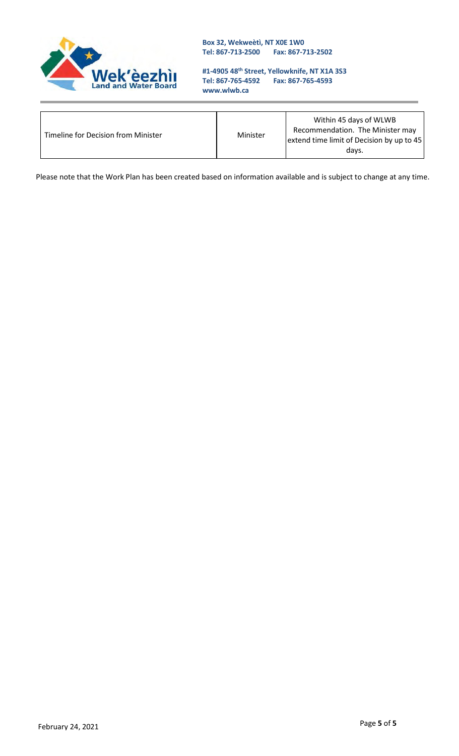| | | |
|---|---|---|
| Timeline for Decision from Minister | Minister | Within 45 days of WLWB Recommendation. The Minister may extend time limit of Decision by up to 45 days. |

Please note that the Work Plan has been created based on information available and is subject to change at any time.